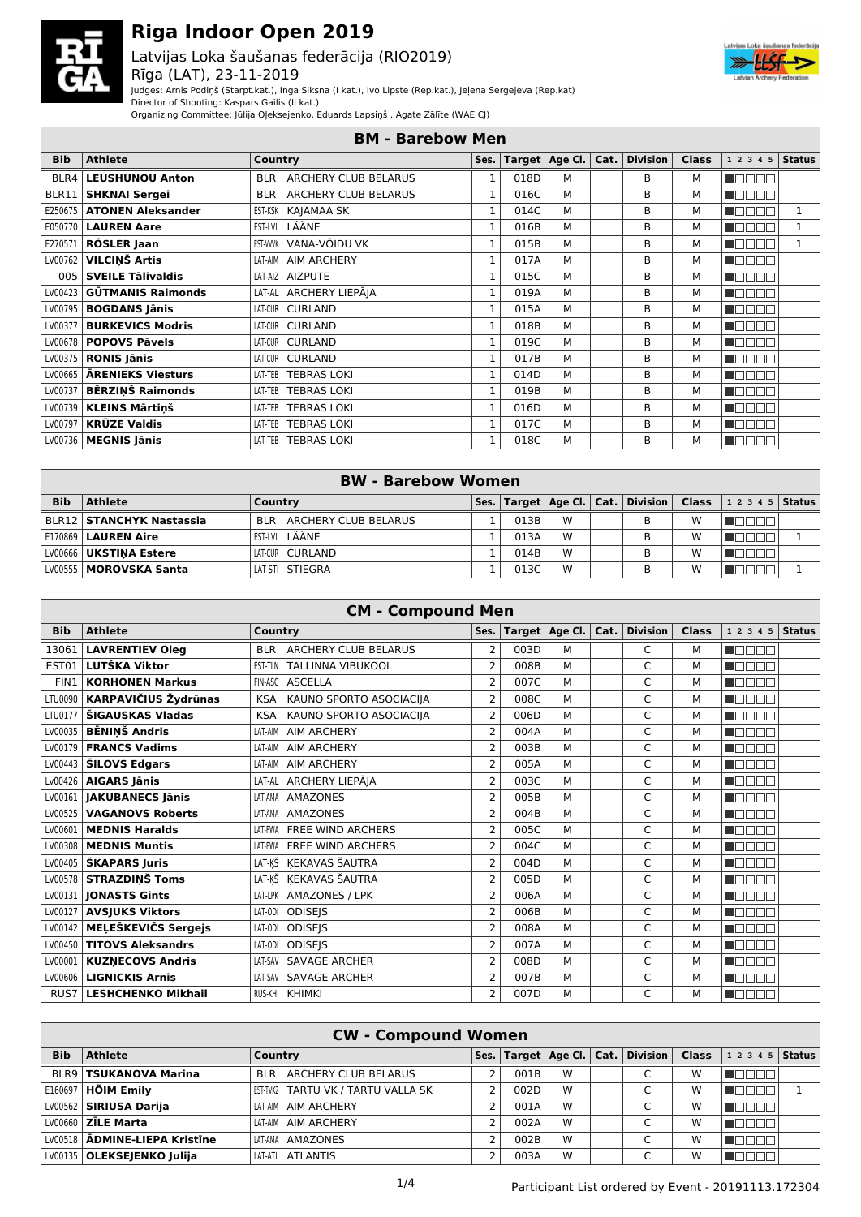# Riga Indoor Open 2019

## Latvijas Loka šaušanas federācija (RIO2019)

Rīga (LAT), 23-11-2019

Judges: Arnis Podiņš (Starpt.kat.), Inga Siksna (I kat.), Ivo Lipste (Rep.kat.), Jeļena Sergejeva (Rep.kat)
Director of Shooting: Kaspars Gailis (II kat.)
Organizing Committee: Jūlija Oļeksejenko, Eduards Lapsiņš , Agate Zālīte (WAE CJ)

### BM - Barebow Men

| Bib | Athlete | Country | Ses. | Target | Age Cl. | Cat. | Division | Class | 1 2 3 4 5 | Status |
|---|---|---|---|---|---|---|---|---|---|---|
| BLR4 | LEUSHUNOU Anton | BLR ARCHERY CLUB BELARUS | 1 | 018D | M | | B | M | ■□□□□ | |
| BLR11 | SHKNAI Sergei | BLR ARCHERY CLUB BELARUS | 1 | 016C | M | | B | M | ■□□□□ | |
| E250675 | ATONEN Aleksander | EST-KSK KAJAMAA SK | 1 | 014C | M | | B | M | ■□□□□ | 1 |
| E050770 | LAUREN Aare | EST-LVL LÄÄNE | 1 | 016B | M | | B | M | ■□□□□ | 1 |
| E270571 | RÖSLER Jaan | EST-VWK VANA-VÕIDU VK | 1 | 015B | M | | B | M | ■□□□□ | 1 |
| LV00762 | VILCIŅŠ Artis | LAT-AIM AIM ARCHERY | 1 | 017A | M | | B | M | ■□□□□ | |
| 005 | SVEILE Tālivaldis | LAT-AIZ AIZPUTE | 1 | 015C | M | | B | M | ■□□□□ | |
| LV00423 | GŪTMANIS Raimonds | LAT-AL ARCHERY LIEPĀJA | 1 | 019A | M | | B | M | ■□□□□ | |
| LV00795 | BOGDANS Jānis | LAT-CUR CURLAND | 1 | 015A | M | | B | M | ■□□□□ | |
| LV00377 | BURKEVICS Modris | LAT-CUR CURLAND | 1 | 018B | M | | B | M | ■□□□□ | |
| LV00678 | POPOVS Pāvels | LAT-CUR CURLAND | 1 | 019C | M | | B | M | ■□□□□ | |
| LV00375 | RONIS Jānis | LAT-CUR CURLAND | 1 | 017B | M | | B | M | ■□□□□ | |
| LV00665 | ĀRENIEKS Viesturs | LAT-TEB TEBRAS LOKI | 1 | 014D | M | | B | M | ■□□□□ | |
| LV00737 | BĒRZIŅŠ Raimonds | LAT-TEB TEBRAS LOKI | 1 | 019B | M | | B | M | ■□□□□ | |
| LV00739 | KLEINS Mārtiņš | LAT-TEB TEBRAS LOKI | 1 | 016D | M | | B | M | ■□□□□ | |
| LV00797 | KRŪZE Valdis | LAT-TEB TEBRAS LOKI | 1 | 017C | M | | B | M | ■□□□□ | |
| LV00736 | MEGNIS Jānis | LAT-TEB TEBRAS LOKI | 1 | 018C | M | | B | M | ■□□□□ | |

### BW - Barebow Women

| Bib | Athlete | Country | Ses. | Target | Age Cl. | Cat. | Division | Class | 1 2 3 4 5 | Status |
|---|---|---|---|---|---|---|---|---|---|---|
| BLR12 | STANCHYK Nastassia | BLR ARCHERY CLUB BELARUS | 1 | 013B | W | | B | W | ■□□□□ | |
| E170869 | LAUREN Aire | EST-LVL LÄÄNE | 1 | 013A | W | | B | W | ■□□□□ | 1 |
| LV00666 | UKSTIŅA Estere | LAT-CUR CURLAND | 1 | 014B | W | | B | W | ■□□□□ | |
| LV00555 | MOROVSKA Santa | LAT-STI STIEGRA | 1 | 013C | W | | B | W | ■□□□□ | 1 |

### CM - Compound Men

| Bib | Athlete | Country | Ses. | Target | Age Cl. | Cat. | Division | Class | 1 2 3 4 5 | Status |
|---|---|---|---|---|---|---|---|---|---|---|
| 13061 | LAVRENTIEV Oleg | BLR ARCHERY CLUB BELARUS | 2 | 003D | M | | C | M | ■□□□□ | |
| EST01 | LUTŠKA Viktor | EST-TLN TALLINNA VIBUKOOL | 2 | 008B | M | | C | M | ■□□□□ | |
| FIN1 | KORHONEN Markus | FIN-ASC ASCELLA | 2 | 007C | M | | C | M | ■□□□□ | |
| LTU0090 | KARPAVIČIUS Žydrūnas | KSA KAUNO SPORTO ASOCIACIJA | 2 | 008C | M | | C | M | ■□□□□ | |
| LTU0177 | ŠIGAUSKAS Vladas | KSA KAUNO SPORTO ASOCIACIJA | 2 | 006D | M | | C | M | ■□□□□ | |
| LV00035 | BĒNIŅŠ Andris | LAT-AIM AIM ARCHERY | 2 | 004A | M | | C | M | ■□□□□ | |
| LV00179 | FRANCS Vadims | LAT-AIM AIM ARCHERY | 2 | 003B | M | | C | M | ■□□□□ | |
| LV00443 | ŠILOVS Edgars | LAT-AIM AIM ARCHERY | 2 | 005A | M | | C | M | ■□□□□ | |
| LV00426 | AIGARS Jānis | LAT-AL ARCHERY LIEPĀJA | 2 | 003C | M | | C | M | ■□□□□ | |
| LV00161 | JAKUBANECS Jānis | LAT-AMA AMAZONES | 2 | 005B | M | | C | M | ■□□□□ | |
| LV00525 | VAGANOVS Roberts | LAT-AMA AMAZONES | 2 | 004B | M | | C | M | ■□□□□ | |
| LV00601 | MEDNIS Haralds | LAT-FWA FREE WIND ARCHERS | 2 | 005C | M | | C | M | ■□□□□ | |
| LV00308 | MEDNIS Muntis | LAT-FWA FREE WIND ARCHERS | 2 | 004C | M | | C | M | ■□□□□ | |
| LV00405 | ŠKAPARS Juris | LAT-KŠ ĶEKAVAS ŠAUTRA | 2 | 004D | M | | C | M | ■□□□□ | |
| LV00578 | STRAZDIŅŠ Toms | LAT-KŠ ĶEKAVAS ŠAUTRA | 2 | 005D | M | | C | M | ■□□□□ | |
| LV00131 | JONASTS Gints | LAT-LPK AMAZONES / LPK | 2 | 006A | M | | C | M | ■□□□□ | |
| LV00127 | AVSJUKS Viktors | LAT-ODI ODISEJS | 2 | 006B | M | | C | M | ■□□□□ | |
| LV00142 | MEĻEŠKEVIČS Sergejs | LAT-ODI ODISEJS | 2 | 008A | M | | C | M | ■□□□□ | |
| LV00450 | TITOVS Aleksandrs | LAT-ODI ODISEJS | 2 | 007A | M | | C | M | ■□□□□ | |
| LV00001 | KUZŅECOVS Andris | LAT-SAV SAVAGE ARCHER | 2 | 008D | M | | C | M | ■□□□□ | |
| LV00606 | LIGNICKIS Arnis | LAT-SAV SAVAGE ARCHER | 2 | 007B | M | | C | M | ■□□□□ | |
| RUS7 | LESHCHENKO Mikhail | RUS-KHI KHIMKI | 2 | 007D | M | | C | M | ■□□□□ | |

### CW - Compound Women

| Bib | Athlete | Country | Ses. | Target | Age Cl. | Cat. | Division | Class | 1 2 3 4 5 | Status |
|---|---|---|---|---|---|---|---|---|---|---|
| BLR9 | TSUKANOVA Marina | BLR ARCHERY CLUB BELARUS | 2 | 001B | W | | C | W | ■□□□□ | |
| E160697 | HÕIM Emily | EST-TVK2 TARTU VK / TARTU VALLA SK | 2 | 002D | W | | C | W | ■□□□□ | 1 |
| LV00562 | SIRIUSA Darija | LAT-AIM AIM ARCHERY | 2 | 001A | W | | C | W | ■□□□□ | |
| LV00660 | ZĪLE Marta | LAT-AIM AIM ARCHERY | 2 | 002A | W | | C | W | ■□□□□ | |
| LV00518 | ĀDMINE-LIEPA Kristīne | LAT-AMA AMAZONES | 2 | 002B | W | | C | W | ■□□□□ | |
| LV00135 | OLEKSEJENKO Julija | LAT-ATL ATLANTIS | 2 | 003A | W | | C | W | ■□□□□ | |

Participant List ordered by Event - 20191113.172304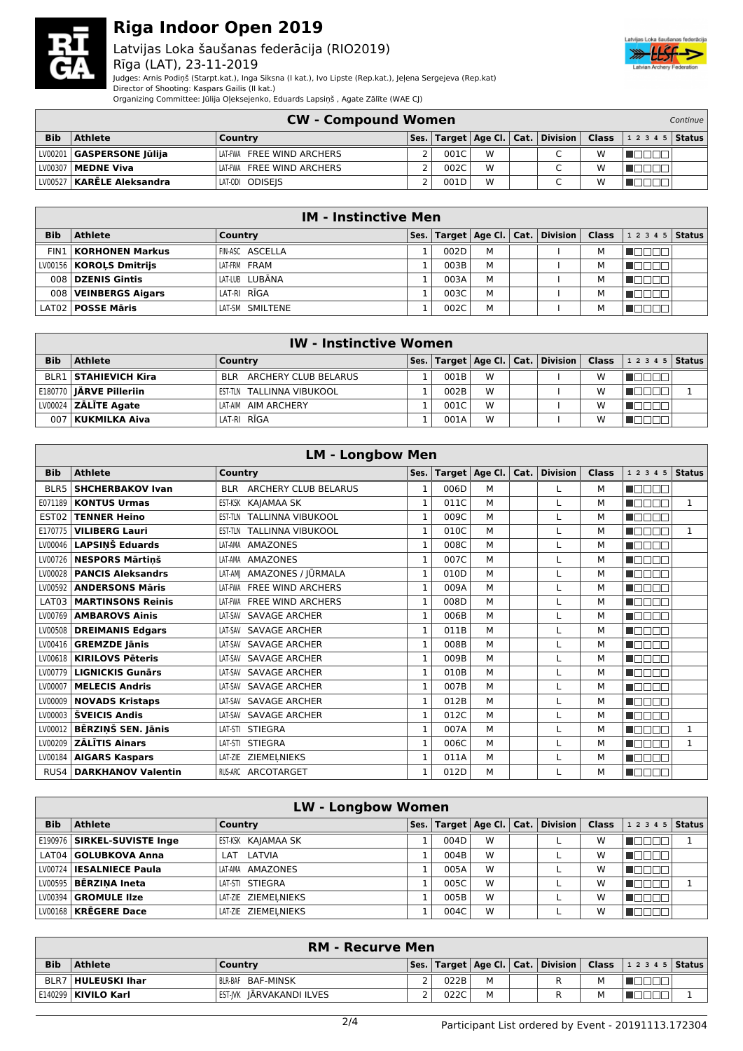# Riga Indoor Open 2019

Latvijas Loka šaušanas federācija (RIO2019)
Rīga (LAT), 23-11-2019

Judges: Arnis Podiņš (Starpt.kat.), Inga Siksna (I kat.), Ivo Lipste (Rep.kat.), Jeļena Sergejeva (Rep.kat)
Director of Shooting: Kaspars Gailis (II kat.)
Organizing Committee: Jūlija Oļeksejenko, Eduards Lapsiņš , Agate Zālīte (WAE CJ)

## CW - Compound Women

*Continue*

| Bib | Athlete | Country | Ses. | Target | Age Cl. | Cat. | Division | Class | 1 2 3 4 5 | Status |
|---|---|---|---|---|---|---|---|---|---|---|
| LV00201 | **GASPERSONE Jūlija** | LAT-FWA FREE WIND ARCHERS | 2 | 001C | W | | C | W | ■□□□□ | |
| LV00307 | **MEDNE Viva** | LAT-FWA FREE WIND ARCHERS | 2 | 002C | W | | C | W | ■□□□□ | |
| LV00527 | **KARĒLE Aleksandra** | LAT-ODI ODISEJS | 2 | 001D | W | | C | W | ■□□□□ | |

## IM - Instinctive Men

| Bib | Athlete | Country | Ses. | Target | Age Cl. | Cat. | Division | Class | 1 2 3 4 5 | Status |
|---|---|---|---|---|---|---|---|---|---|---|
| FIN1 | **KORHONEN Markus** | FIN-ASC ASCELLA | 1 | 002D | M | | I | M | ■□□□□ | |
| LV00156 | **KOROĻS Dmitrijs** | LAT-FRM FRAM | 1 | 003B | M | | I | M | ■□□□□ | |
| 008 | **DZENIS Gintis** | LAT-LUB LUBĀNA | 1 | 003A | M | | I | M | ■□□□□ | |
| 008 | **VEINBERGS Aigars** | LAT-RI RĪGA | 1 | 003C | M | | I | M | ■□□□□ | |
| LAT02 | **POSSE Māris** | LAT-SM SMILTENE | 1 | 002C | M | | I | M | ■□□□□ | |

## IW - Instinctive Women

| Bib | Athlete | Country | Ses. | Target | Age Cl. | Cat. | Division | Class | 1 2 3 4 5 | Status |
|---|---|---|---|---|---|---|---|---|---|---|
| BLR1 | **STAHIEVICH Kira** | BLR ARCHERY CLUB BELARUS | 1 | 001B | W | | I | W | ■□□□□ | |
| E180770 | **JÄRVE Pilleriin** | EST-TLN TALLINNA VIBUKOOL | 1 | 002B | W | | I | W | ■□□□□ | 1 |
| LV00024 | **ZĀLĪTE Agate** | LAT-AIM AIM ARCHERY | 1 | 001C | W | | I | W | ■□□□□ | |
| 007 | **KUKMILKA Aiva** | LAT-RI RĪGA | 1 | 001A | W | | I | W | ■□□□□ | |

## LM - Longbow Men

| Bib | Athlete | Country | Ses. | Target | Age Cl. | Cat. | Division | Class | 1 2 3 4 5 | Status |
|---|---|---|---|---|---|---|---|---|---|---|
| BLR5 | **SHCHERBAKOV Ivan** | BLR ARCHERY CLUB BELARUS | 1 | 006D | M | | L | M | ■□□□□ | |
| E071189 | **KONTUS Urmas** | EST-KSK KAJAMAA SK | 1 | 011C | M | | L | M | ■□□□□ | 1 |
| EST02 | **TENNER Heino** | EST-TLN TALLINNA VIBUKOOL | 1 | 009C | M | | L | M | ■□□□□ | |
| E170775 | **VILIBERG Lauri** | EST-TLN TALLINNA VIBUKOOL | 1 | 010C | M | | L | M | ■□□□□ | 1 |
| LV00046 | **LAPSIŅŠ Eduards** | LAT-AMA AMAZONES | 1 | 008C | M | | L | M | ■□□□□ | |
| LV00726 | **NESPORS Mārtiņš** | LAT-AMA AMAZONES | 1 | 007C | M | | L | M | ■□□□□ | |
| LV00028 | **PANCIS Aleksandrs** | LAT-AMJ AMAZONES / JŪRMALA | 1 | 010D | M | | L | M | ■□□□□ | |
| LV00592 | **ANDERSONS Māris** | LAT-FWA FREE WIND ARCHERS | 1 | 009A | M | | L | M | ■□□□□ | |
| LAT03 | **MARTINSONS Reinis** | LAT-FWA FREE WIND ARCHERS | 1 | 008D | M | | L | M | ■□□□□ | |
| LV00769 | **AMBAROVS Ainis** | LAT-SAV SAVAGE ARCHER | 1 | 006B | M | | L | M | ■□□□□ | |
| LV00508 | **DREIMANIS Edgars** | LAT-SAV SAVAGE ARCHER | 1 | 011B | M | | L | M | ■□□□□ | |
| LV00416 | **GREMZDE Jānis** | LAT-SAV SAVAGE ARCHER | 1 | 008B | M | | L | M | ■□□□□ | |
| LV00618 | **KIRILOVS Pēteris** | LAT-SAV SAVAGE ARCHER | 1 | 009B | M | | L | M | ■□□□□ | |
| LV00779 | **LIGNICKIS Gunārs** | LAT-SAV SAVAGE ARCHER | 1 | 010B | M | | L | M | ■□□□□ | |
| LV00007 | **MELECIS Andris** | LAT-SAV SAVAGE ARCHER | 1 | 007B | M | | L | M | ■□□□□ | |
| LV00009 | **NOVADS Kristaps** | LAT-SAV SAVAGE ARCHER | 1 | 012B | M | | L | M | ■□□□□ | |
| LV00003 | **ŠVEICIS Andis** | LAT-SAV SAVAGE ARCHER | 1 | 012C | M | | L | M | ■□□□□ | |
| LV00012 | **BĒRZIŅŠ SEN. Jānis** | LAT-STI STIEGRA | 1 | 007A | M | | L | M | ■□□□□ | 1 |
| LV00209 | **ZĀLĪTIS Ainars** | LAT-STI STIEGRA | 1 | 006C | M | | L | M | ■□□□□ | 1 |
| LV00184 | **AIGARS Kaspars** | LAT-ZIE ZIEMEĻNIEKS | 1 | 011A | M | | L | M | ■□□□□ | |
| RUS4 | **DARKHANOV Valentin** | RUS-ARC ARCOTARGET | 1 | 012D | M | | L | M | ■□□□□ | |

## LW - Longbow Women

| Bib | Athlete | Country | Ses. | Target | Age Cl. | Cat. | Division | Class | 1 2 3 4 5 | Status |
|---|---|---|---|---|---|---|---|---|---|---|
| E190976 | **SIRKEL-SUVISTE Inge** | EST-KSK KAJAMAA SK | 1 | 004D | W | | L | W | ■□□□□ | 1 |
| LAT04 | **GOLUBKOVA Anna** | LAT LATVIA | 1 | 004B | W | | L | W | ■□□□□ | |
| LV00724 | **IESALNIECE Paula** | LAT-AMA AMAZONES | 1 | 005A | W | | L | W | ■□□□□ | |
| LV00595 | **BĒRZIŅA Ineta** | LAT-STI STIEGRA | 1 | 005C | W | | L | W | ■□□□□ | 1 |
| LV00394 | **GROMULE Ilze** | LAT-ZIE ZIEMEĻNIEKS | 1 | 005B | W | | L | W | ■□□□□ | |
| LV00168 | **KRĒGERE Dace** | LAT-ZIE ZIEMEĻNIEKS | 1 | 004C | W | | L | W | ■□□□□ | |

## RM - Recurve Men

| Bib | Athlete | Country | Ses. | Target | Age Cl. | Cat. | Division | Class | 1 2 3 4 5 | Status |
|---|---|---|---|---|---|---|---|---|---|---|
| BLR7 | **HULEUSKI Ihar** | BLR-BAF BAF-MINSK | 2 | 022B | M | | R | M | ■□□□□ | |
| E140299 | **KIVILO Karl** | EST-JVK JÄRVAKANDI ILVES | 2 | 022C | M | | R | M | ■□□□□ | 1 |

Participant List ordered by Event - 20191113.172304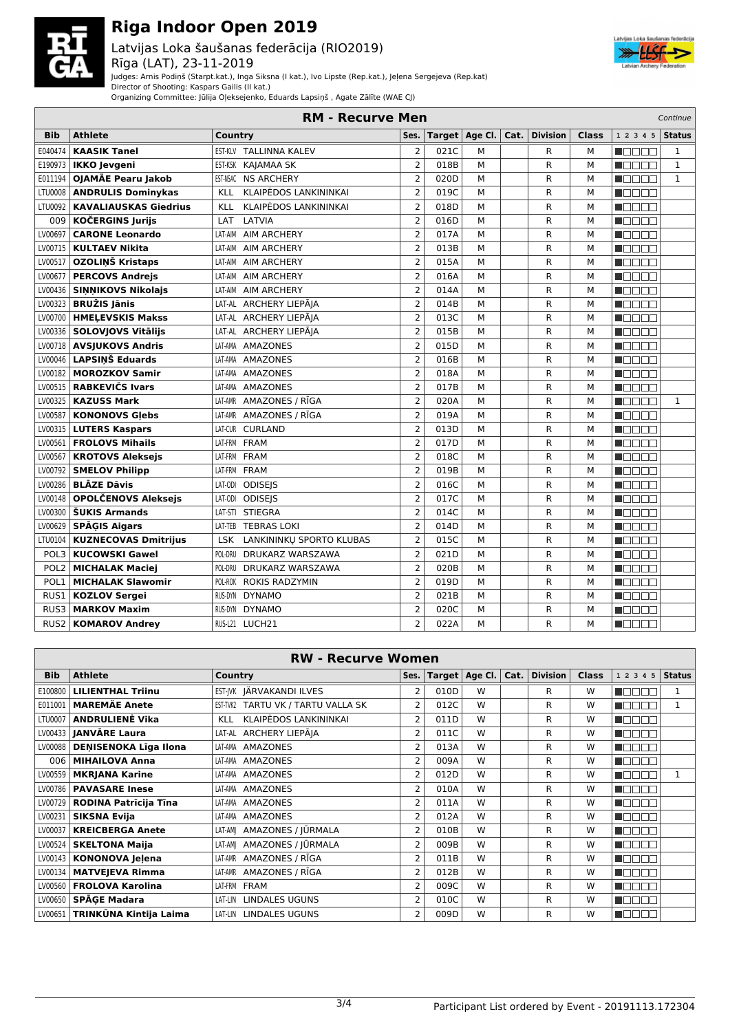# Riga Indoor Open 2019

Latvijas Loka šaušanas federācija (RIO2019)
Rīga (LAT), 23-11-2019

Judges: Arnis Podiņš (Starpt.kat.), Inga Siksna (I kat.), Ivo Lipste (Rep.kat.), Jeļena Sergejeva (Rep.kat)
Director of Shooting: Kaspars Gailis (II kat.)
Organizing Committee: Jūlija Oļeksejenko, Eduards Lapsiņš , Agate Zālīte (WAE CJ)

## RM - Recurve Men *Continue*

| Bib | Athlete | Country | Ses. | Target | Age Cl. | Cat. | Division | Class | 1 2 3 4 5 | Status |
|---|---|---|---|---|---|---|---|---|---|---|
| E040474 | **KAASIK Tanel** | EST-KLV TALLINNA KALEV | 2 | 021C | M | | R | M | ■□□□□ | 1 |
| E190973 | **IKKO Jevgeni** | EST-KSK KAJAMAA SK | 2 | 018B | M | | R | M | ■□□□□ | 1 |
| E011194 | **OJAMÄE Pearu Jakob** | EST-NSAC NS ARCHERY | 2 | 020D | M | | R | M | ■□□□□ | 1 |
| LTU0008 | **ANDRULIS Dominykas** | KLL KLAIPĖDOS LANKININKAI | 2 | 019C | M | | R | M | ■□□□□ | |
| LTU0092 | **KAVALIAUSKAS Giedrius** | KLL KLAIPĖDOS LANKININKAI | 2 | 018D | M | | R | M | ■□□□□ | |
| 009 | **KOČERGINS Jurijs** | LAT LATVIA | 2 | 016D | M | | R | M | ■□□□□ | |
| LV00697 | **CARONE Leonardo** | LAT-AIM AIM ARCHERY | 2 | 017A | M | | R | M | ■□□□□ | |
| LV00715 | **KULTAEV Nikita** | LAT-AIM AIM ARCHERY | 2 | 013B | M | | R | M | ■□□□□ | |
| LV00517 | **OZOLIŅŠ Kristaps** | LAT-AIM AIM ARCHERY | 2 | 015A | M | | R | M | ■□□□□ | |
| LV00677 | **PERCOVS Andrejs** | LAT-AIM AIM ARCHERY | 2 | 016A | M | | R | M | ■□□□□ | |
| LV00436 | **SIŅŅIKOVS Nikolajs** | LAT-AIM AIM ARCHERY | 2 | 014A | M | | R | M | ■□□□□ | |
| LV00323 | **BRUŽIS Jānis** | LAT-AL ARCHERY LIEPĀJA | 2 | 014B | M | | R | M | ■□□□□ | |
| LV00700 | **HMEĻEVSKIS Makss** | LAT-AL ARCHERY LIEPĀJA | 2 | 013C | M | | R | M | ■□□□□ | |
| LV00336 | **SOLOVJOVS Vitālijs** | LAT-AL ARCHERY LIEPĀJA | 2 | 015B | M | | R | M | ■□□□□ | |
| LV00718 | **AVSJUKOVS Andris** | LAT-AMA AMAZONES | 2 | 015D | M | | R | M | ■□□□□ | |
| LV00046 | **LAPSIŅŠ Eduards** | LAT-AMA AMAZONES | 2 | 016B | M | | R | M | ■□□□□ | |
| LV00182 | **MOROZKOV Samir** | LAT-AMA AMAZONES | 2 | 018A | M | | R | M | ■□□□□ | |
| LV00515 | **RABKEVIČS Ivars** | LAT-AMA AMAZONES | 2 | 017B | M | | R | M | ■□□□□ | |
| LV00325 | **KAZUSS Mark** | LAT-AMR AMAZONES / RĪGA | 2 | 020A | M | | R | M | ■□□□□ | 1 |
| LV00587 | **KONONOVS Gļebs** | LAT-AMR AMAZONES / RĪGA | 2 | 019A | M | | R | M | ■□□□□ | |
| LV00315 | **LUTERS Kaspars** | LAT-CUR CURLAND | 2 | 013D | M | | R | M | ■□□□□ | |
| LV00561 | **FROLOVS Mihails** | LAT-FRM FRAM | 2 | 017D | M | | R | M | ■□□□□ | |
| LV00567 | **KROTOVS Aleksejs** | LAT-FRM FRAM | 2 | 018C | M | | R | M | ■□□□□ | |
| LV00792 | **SMELOV Philipp** | LAT-FRM FRAM | 2 | 019B | M | | R | M | ■□□□□ | |
| LV00286 | **BLĀZE Dāvis** | LAT-ODI ODISEJS | 2 | 016C | M | | R | M | ■□□□□ | |
| LV00148 | **OPOLČENOVS Aleksejs** | LAT-ODI ODISEJS | 2 | 017C | M | | R | M | ■□□□□ | |
| LV00300 | **ŠUKIS Armands** | LAT-STI STIEGRA | 2 | 014C | M | | R | M | ■□□□□ | |
| LV00629 | **SPĀĢIS Aigars** | LAT-TEB TEBRAS LOKI | 2 | 014D | M | | R | M | ■□□□□ | |
| LTU0104 | **KUZNECOVAS Dmitrijus** | LSK LANKININKŲ SPORTO KLUBAS | 2 | 015C | M | | R | M | ■□□□□ | |
| POL3 | **KUCOWSKI Gawel** | POL-DRU DRUKARZ WARSZAWA | 2 | 021D | M | | R | M | ■□□□□ | |
| POL2 | **MICHALAK Maciej** | POL-DRU DRUKARZ WARSZAWA | 2 | 020B | M | | R | M | ■□□□□ | |
| POL1 | **MICHALAK Slawomir** | POL-ROK ROKIS RADZYMIN | 2 | 019D | M | | R | M | ■□□□□ | |
| RUS1 | **KOZLOV Sergei** | RUS-DYN DYNAMO | 2 | 021B | M | | R | M | ■□□□□ | |
| RUS3 | **MARKOV Maxim** | RUS-DYN DYNAMO | 2 | 020C | M | | R | M | ■□□□□ | |
| RUS2 | **KOMAROV Andrey** | RUS-L21 LUCH21 | 2 | 022A | M | | R | M | ■□□□□ | |

## RW - Recurve Women

| Bib | Athlete | Country | Ses. | Target | Age Cl. | Cat. | Division | Class | 1 2 3 4 5 | Status |
|---|---|---|---|---|---|---|---|---|---|---|
| E100800 | **LILIENTHAL Triinu** | EST-JVK JÄRVAKANDI ILVES | 2 | 010D | W | | R | W | ■□□□□ | 1 |
| E011001 | **MAREMÄE Anete** | EST-TVK2 TARTU VK / TARTU VALLA SK | 2 | 012C | W | | R | W | ■□□□□ | 1 |
| LTU0007 | **ANDRULIENĖ Vika** | KLL KLAIPĖDOS LANKININKAI | 2 | 011D | W | | R | W | ■□□□□ | |
| LV00433 | **JANVĀRE Laura** | LAT-AL ARCHERY LIEPĀJA | 2 | 011C | W | | R | W | ■□□□□ | |
| LV00088 | **DEŅISENOKA Līga Ilona** | LAT-AMA AMAZONES | 2 | 013A | W | | R | W | ■□□□□ | |
| 006 | **MIHAILOVA Anna** | LAT-AMA AMAZONES | 2 | 009A | W | | R | W | ■□□□□ | |
| LV00559 | **MKRJANA Karine** | LAT-AMA AMAZONES | 2 | 012D | W | | R | W | ■□□□□ | 1 |
| LV00786 | **PAVASARE Inese** | LAT-AMA AMAZONES | 2 | 010A | W | | R | W | ■□□□□ | |
| LV00729 | **RODINA Patrīcija Tīna** | LAT-AMA AMAZONES | 2 | 011A | W | | R | W | ■□□□□ | |
| LV00231 | **SIKSNA Evija** | LAT-AMA AMAZONES | 2 | 012A | W | | R | W | ■□□□□ | |
| LV00037 | **KREICBERGA Anete** | LAT-AMJ AMAZONES / JŪRMALA | 2 | 010B | W | | R | W | ■□□□□ | |
| LV00524 | **SKELTONA Maija** | LAT-AMJ AMAZONES / JŪRMALA | 2 | 009B | W | | R | W | ■□□□□ | |
| LV00143 | **KONONOVA Jeļena** | LAT-AMR AMAZONES / RĪGA | 2 | 011B | W | | R | W | ■□□□□ | |
| LV00134 | **MATVEJEVA Rimma** | LAT-AMR AMAZONES / RĪGA | 2 | 012B | W | | R | W | ■□□□□ | |
| LV00560 | **FROLOVA Karolina** | LAT-FRM FRAM | 2 | 009C | W | | R | W | ■□□□□ | |
| LV00650 | **SPĀĢE Madara** | LAT-LIN LINDALES UGUNS | 2 | 010C | W | | R | W | ■□□□□ | |
| LV00651 | **TRINKŪNA Kintija Laima** | LAT-LIN LINDALES UGUNS | 2 | 009D | W | | R | W | ■□□□□ | |

Participant List ordered by Event - 20191113.172304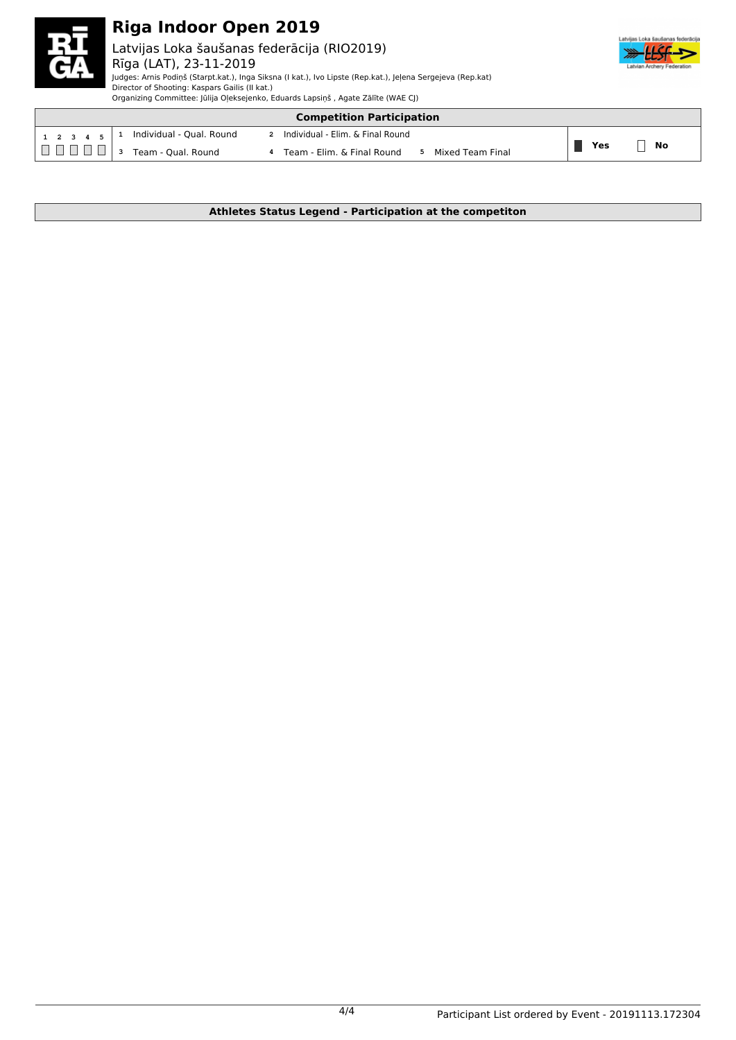# Riga Indoor Open 2019

Latvijas Loka šaušanas federācija (RIO2019)

Rīga (LAT), 23-11-2019

Judges: Arnis Podiņš (Starpt.kat.), Inga Siksna (I kat.), Ivo Lipste (Rep.kat.), Jeļena Sergejeva (Rep.kat)

Director of Shooting: Kaspars Gailis (II kat.)

Organizing Committee: Jūlija Oļeksejenko, Eduards Lapsiņš , Agate Zālīte (WAE CJ)

**Competition Participation**

| | | | |
|---|---|---|---|
| 1 2 3 4 5 | 1 Individual - Qual. Round | 2 Individual - Elim. & Final Round | Yes / No |
| | 3 Team - Qual. Round | 4 Team - Elim. & Final Round 5 Mixed Team Final | |

**Athletes Status Legend - Participation at the competiton**